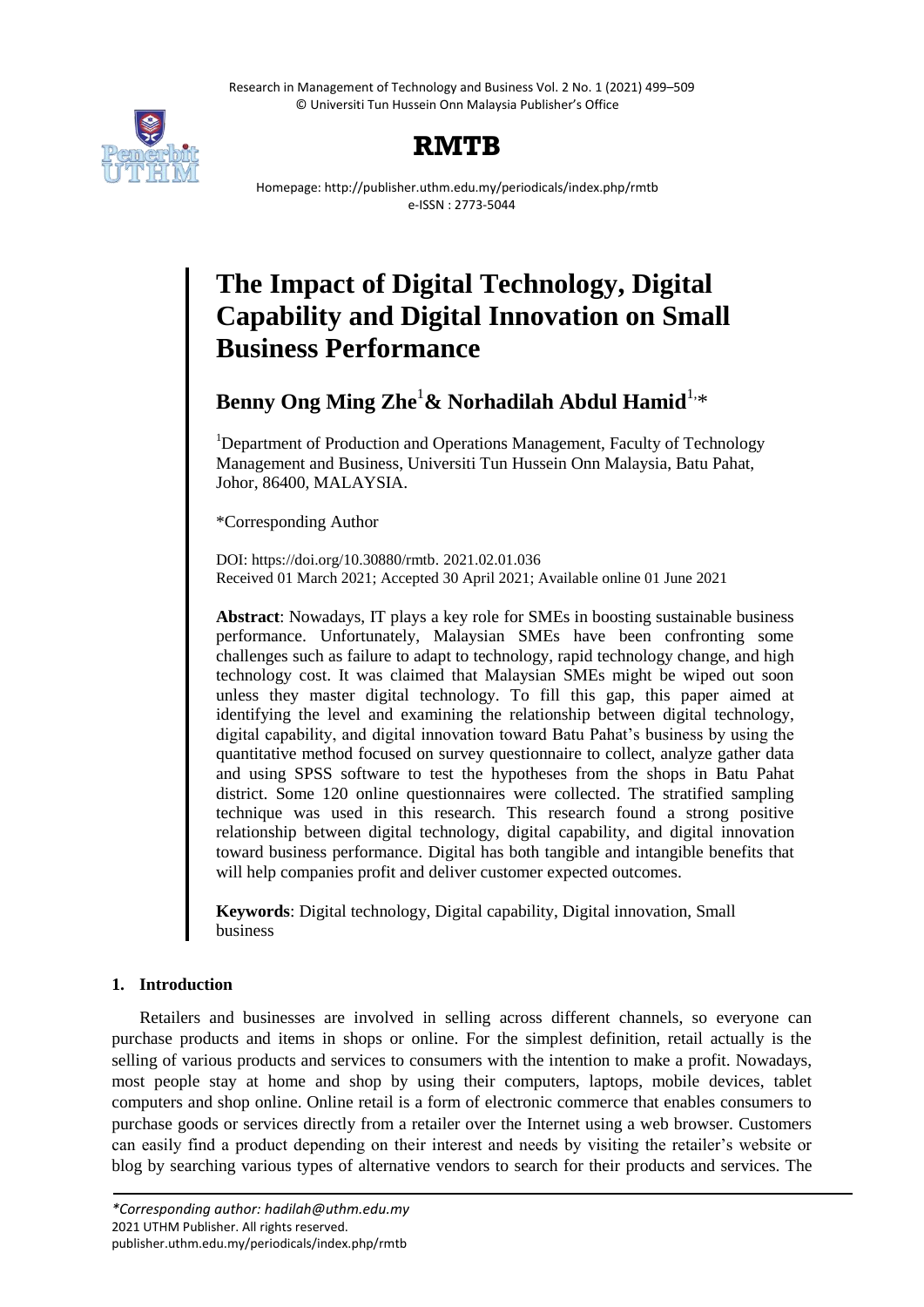# The Impact of Digital Technology, Digital Capability and Digital Innovation on Small Business Performance

**Benny Ong Ming Zhe[1] & Norhadilah Abdul Hamid[1,]***

[1]Department of Production and Operations Management, Faculty of Technology Management and Business, Universiti Tun Hussein Onn Malaysia, Batu Pahat, Johor, 86400, MALAYSIA.

*Corresponding Author

DOI: https://doi.org/10.30880/rmtb. 2021.02.01.036
Received 01 March 2021; Accepted 30 April 2021; Available online 01 June 2021

**Abstract**: Nowadays, IT plays a key role for SMEs in boosting sustainable business performance. Unfortunately, Malaysian SMEs have been confronting some challenges such as failure to adapt to technology, rapid technology change, and high technology cost. It was claimed that Malaysian SMEs might be wiped out soon unless they master digital technology. To fill this gap, this paper aimed at identifying the level and examining the relationship between digital technology, digital capability, and digital innovation toward Batu Pahat's business by using the quantitative method focused on survey questionnaire to collect, analyze gather data and using SPSS software to test the hypotheses from the shops in Batu Pahat district. Some 120 online questionnaires were collected. The stratified sampling technique was used in this research. This research found a strong positive relationship between digital technology, digital capability, and digital innovation toward business performance. Digital has both tangible and intangible benefits that will help companies profit and deliver customer expected outcomes.

**Keywords**: Digital technology, Digital capability, Digital innovation, Small business

## 1. Introduction

Retailers and businesses are involved in selling across different channels, so everyone can purchase products and items in shops or online. For the simplest definition, retail actually is the selling of various products and services to consumers with the intention to make a profit. Nowadays, most people stay at home and shop by using their computers, laptops, mobile devices, tablet computers and shop online. Online retail is a form of electronic commerce that enables consumers to purchase goods or services directly from a retailer over the Internet using a web browser. Customers can easily find a product depending on their interest and needs by visiting the retailer's website or blog by searching various types of alternative vendors to search for their products and services. The

*\*Corresponding author: hadilah@uthm.edu.my*
2021 UTHM Publisher. All rights reserved.
publisher.uthm.edu.my/periodicals/index.php/rmtb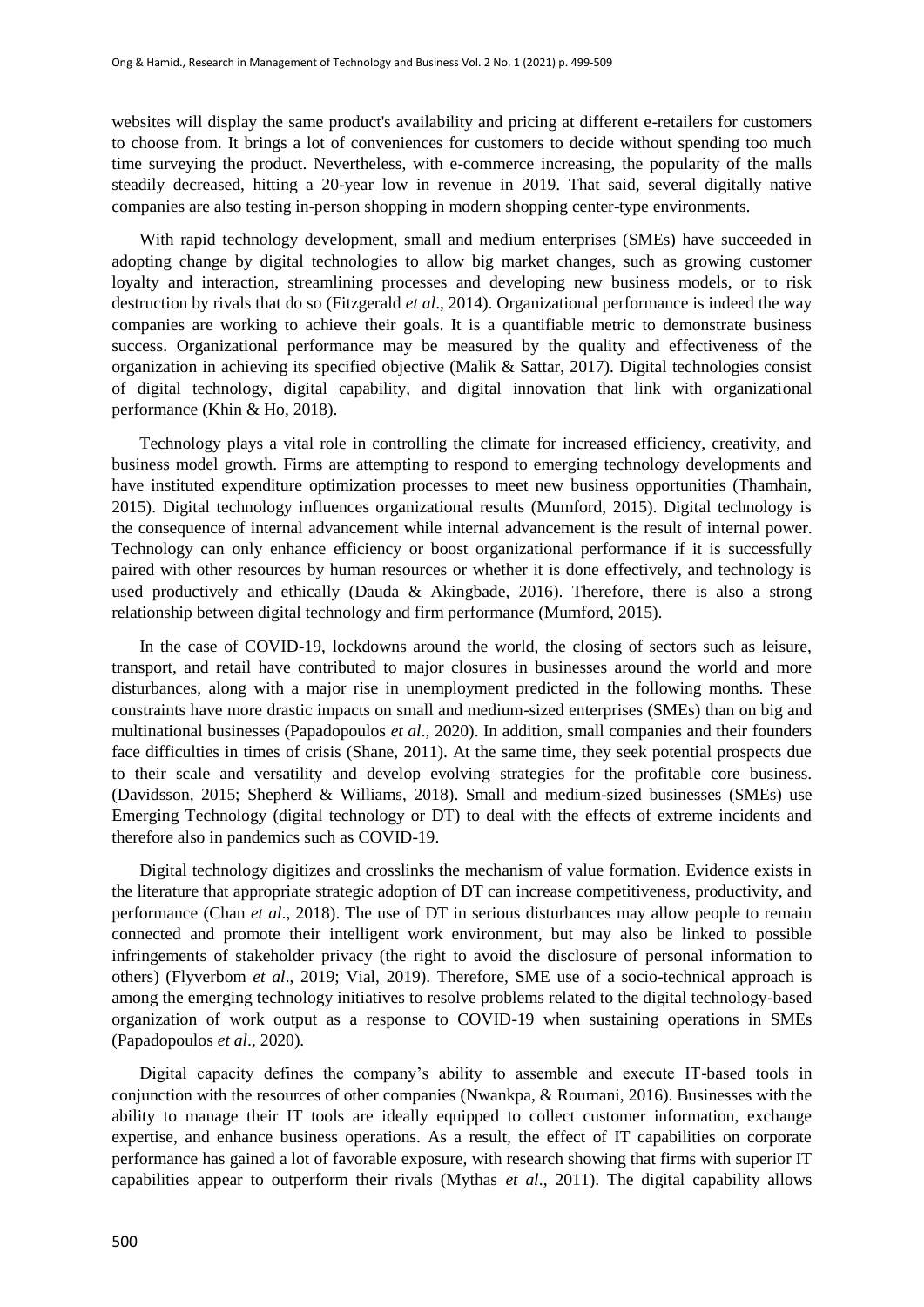websites will display the same product's availability and pricing at different e-retailers for customers to choose from. It brings a lot of conveniences for customers to decide without spending too much time surveying the product. Nevertheless, with e-commerce increasing, the popularity of the malls steadily decreased, hitting a 20-year low in revenue in 2019. That said, several digitally native companies are also testing in-person shopping in modern shopping center-type environments.

With rapid technology development, small and medium enterprises (SMEs) have succeeded in adopting change by digital technologies to allow big market changes, such as growing customer loyalty and interaction, streamlining processes and developing new business models, or to risk destruction by rivals that do so (Fitzgerald *et al*., 2014). Organizational performance is indeed the way companies are working to achieve their goals. It is a quantifiable metric to demonstrate business success. Organizational performance may be measured by the quality and effectiveness of the organization in achieving its specified objective (Malik & Sattar, 2017). Digital technologies consist of digital technology, digital capability, and digital innovation that link with organizational performance (Khin & Ho, 2018).

Technology plays a vital role in controlling the climate for increased efficiency, creativity, and business model growth. Firms are attempting to respond to emerging technology developments and have instituted expenditure optimization processes to meet new business opportunities (Thamhain, 2015). Digital technology influences organizational results (Mumford, 2015). Digital technology is the consequence of internal advancement while internal advancement is the result of internal power. Technology can only enhance efficiency or boost organizational performance if it is successfully paired with other resources by human resources or whether it is done effectively, and technology is used productively and ethically (Dauda & Akingbade, 2016). Therefore, there is also a strong relationship between digital technology and firm performance (Mumford, 2015).

In the case of COVID-19, lockdowns around the world, the closing of sectors such as leisure, transport, and retail have contributed to major closures in businesses around the world and more disturbances, along with a major rise in unemployment predicted in the following months. These constraints have more drastic impacts on small and medium-sized enterprises (SMEs) than on big and multinational businesses (Papadopoulos *et al*., 2020). In addition, small companies and their founders face difficulties in times of crisis (Shane, 2011). At the same time, they seek potential prospects due to their scale and versatility and develop evolving strategies for the profitable core business. (Davidsson, 2015; Shepherd & Williams, 2018). Small and medium-sized businesses (SMEs) use Emerging Technology (digital technology or DT) to deal with the effects of extreme incidents and therefore also in pandemics such as COVID-19.

Digital technology digitizes and crosslinks the mechanism of value formation. Evidence exists in the literature that appropriate strategic adoption of DT can increase competitiveness, productivity, and performance (Chan *et al*., 2018). The use of DT in serious disturbances may allow people to remain connected and promote their intelligent work environment, but may also be linked to possible infringements of stakeholder privacy (the right to avoid the disclosure of personal information to others) (Flyverbom *et al*., 2019; Vial, 2019). Therefore, SME use of a socio-technical approach is among the emerging technology initiatives to resolve problems related to the digital technology-based organization of work output as a response to COVID-19 when sustaining operations in SMEs (Papadopoulos *et al*., 2020).

Digital capacity defines the company's ability to assemble and execute IT-based tools in conjunction with the resources of other companies (Nwankpa, & Roumani, 2016). Businesses with the ability to manage their IT tools are ideally equipped to collect customer information, exchange expertise, and enhance business operations. As a result, the effect of IT capabilities on corporate performance has gained a lot of favorable exposure, with research showing that firms with superior IT capabilities appear to outperform their rivals (Mythas *et al*., 2011). The digital capability allows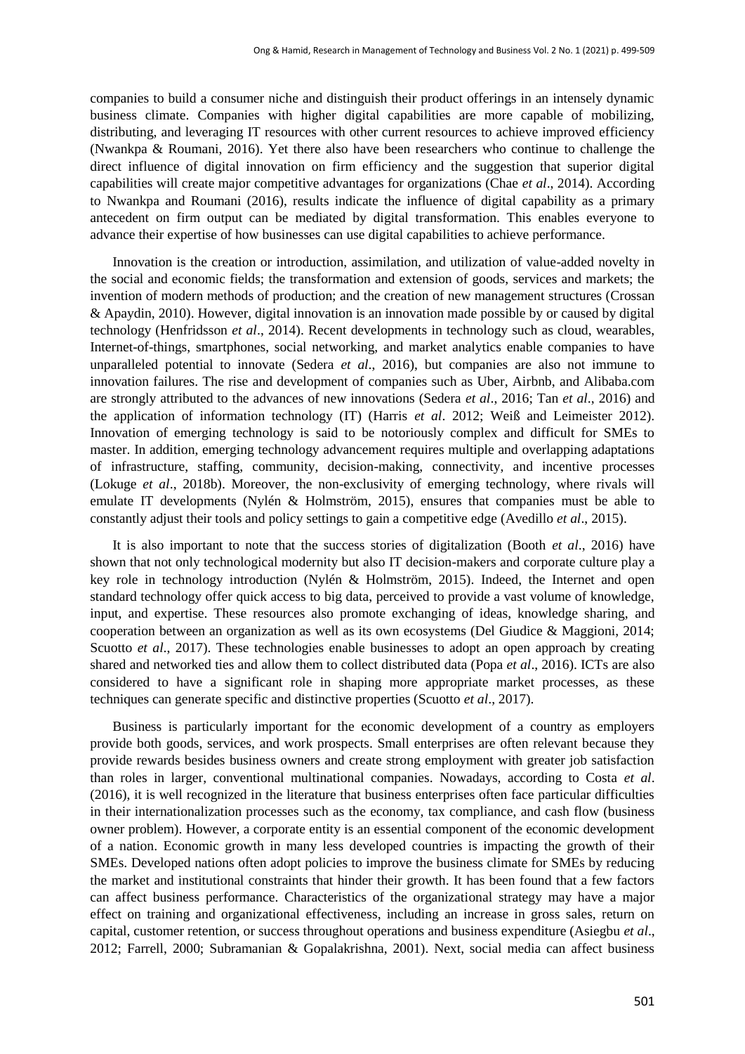companies to build a consumer niche and distinguish their product offerings in an intensely dynamic business climate. Companies with higher digital capabilities are more capable of mobilizing, distributing, and leveraging IT resources with other current resources to achieve improved efficiency (Nwankpa & Roumani, 2016). Yet there also have been researchers who continue to challenge the direct influence of digital innovation on firm efficiency and the suggestion that superior digital capabilities will create major competitive advantages for organizations (Chae *et al*., 2014). According to Nwankpa and Roumani (2016), results indicate the influence of digital capability as a primary antecedent on firm output can be mediated by digital transformation. This enables everyone to advance their expertise of how businesses can use digital capabilities to achieve performance.

Innovation is the creation or introduction, assimilation, and utilization of value-added novelty in the social and economic fields; the transformation and extension of goods, services and markets; the invention of modern methods of production; and the creation of new management structures (Crossan & Apaydin, 2010). However, digital innovation is an innovation made possible by or caused by digital technology (Henfridsson *et al*., 2014). Recent developments in technology such as cloud, wearables, Internet-of-things, smartphones, social networking, and market analytics enable companies to have unparalleled potential to innovate (Sedera *et al*., 2016), but companies are also not immune to innovation failures. The rise and development of companies such as Uber, Airbnb, and Alibaba.com are strongly attributed to the advances of new innovations (Sedera *et al*., 2016; Tan *et al*., 2016) and the application of information technology (IT) (Harris *et al*. 2012; Weiß and Leimeister 2012). Innovation of emerging technology is said to be notoriously complex and difficult for SMEs to master. In addition, emerging technology advancement requires multiple and overlapping adaptations of infrastructure, staffing, community, decision-making, connectivity, and incentive processes (Lokuge *et al*., 2018b). Moreover, the non-exclusivity of emerging technology, where rivals will emulate IT developments (Nylén & Holmström, 2015), ensures that companies must be able to constantly adjust their tools and policy settings to gain a competitive edge (Avedillo *et al*., 2015).

It is also important to note that the success stories of digitalization (Booth *et al*., 2016) have shown that not only technological modernity but also IT decision-makers and corporate culture play a key role in technology introduction (Nylén & Holmström, 2015). Indeed, the Internet and open standard technology offer quick access to big data, perceived to provide a vast volume of knowledge, input, and expertise. These resources also promote exchanging of ideas, knowledge sharing, and cooperation between an organization as well as its own ecosystems (Del Giudice & Maggioni, 2014; Scuotto *et al*., 2017). These technologies enable businesses to adopt an open approach by creating shared and networked ties and allow them to collect distributed data (Popa *et al*., 2016). ICTs are also considered to have a significant role in shaping more appropriate market processes, as these techniques can generate specific and distinctive properties (Scuotto *et al*., 2017).

Business is particularly important for the economic development of a country as employers provide both goods, services, and work prospects. Small enterprises are often relevant because they provide rewards besides business owners and create strong employment with greater job satisfaction than roles in larger, conventional multinational companies. Nowadays, according to Costa *et al*. (2016), it is well recognized in the literature that business enterprises often face particular difficulties in their internationalization processes such as the economy, tax compliance, and cash flow (business owner problem). However, a corporate entity is an essential component of the economic development of a nation. Economic growth in many less developed countries is impacting the growth of their SMEs. Developed nations often adopt policies to improve the business climate for SMEs by reducing the market and institutional constraints that hinder their growth. It has been found that a few factors can affect business performance. Characteristics of the organizational strategy may have a major effect on training and organizational effectiveness, including an increase in gross sales, return on capital, customer retention, or success throughout operations and business expenditure (Asiegbu *et al*., 2012; Farrell, 2000; Subramanian & Gopalakrishna, 2001). Next, social media can affect business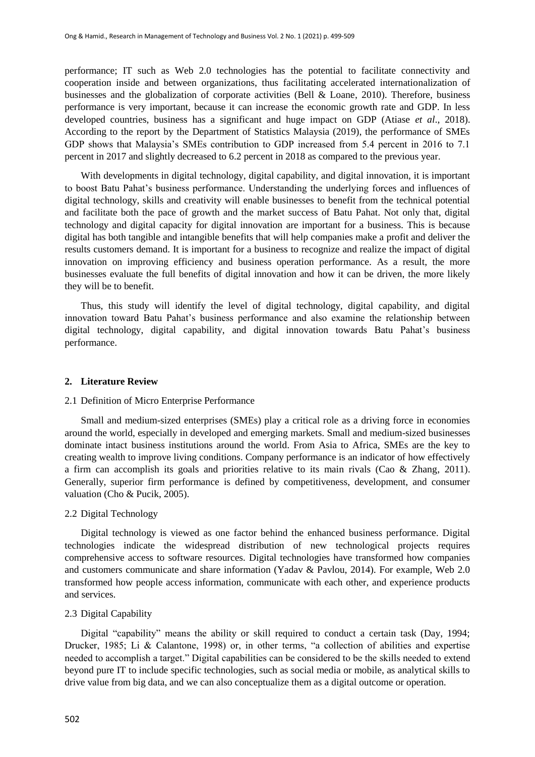performance; IT such as Web 2.0 technologies has the potential to facilitate connectivity and cooperation inside and between organizations, thus facilitating accelerated internationalization of businesses and the globalization of corporate activities (Bell & Loane, 2010). Therefore, business performance is very important, because it can increase the economic growth rate and GDP. In less developed countries, business has a significant and huge impact on GDP (Atiase *et al*., 2018). According to the report by the Department of Statistics Malaysia (2019), the performance of SMEs GDP shows that Malaysia's SMEs contribution to GDP increased from 5.4 percent in 2016 to 7.1 percent in 2017 and slightly decreased to 6.2 percent in 2018 as compared to the previous year.

With developments in digital technology, digital capability, and digital innovation, it is important to boost Batu Pahat's business performance. Understanding the underlying forces and influences of digital technology, skills and creativity will enable businesses to benefit from the technical potential and facilitate both the pace of growth and the market success of Batu Pahat. Not only that, digital technology and digital capacity for digital innovation are important for a business. This is because digital has both tangible and intangible benefits that will help companies make a profit and deliver the results customers demand. It is important for a business to recognize and realize the impact of digital innovation on improving efficiency and business operation performance. As a result, the more businesses evaluate the full benefits of digital innovation and how it can be driven, the more likely they will be to benefit.

Thus, this study will identify the level of digital technology, digital capability, and digital innovation toward Batu Pahat's business performance and also examine the relationship between digital technology, digital capability, and digital innovation towards Batu Pahat's business performance.

## 2. Literature Review

### 2.1 Definition of Micro Enterprise Performance

Small and medium-sized enterprises (SMEs) play a critical role as a driving force in economies around the world, especially in developed and emerging markets. Small and medium-sized businesses dominate intact business institutions around the world. From Asia to Africa, SMEs are the key to creating wealth to improve living conditions. Company performance is an indicator of how effectively a firm can accomplish its goals and priorities relative to its main rivals (Cao & Zhang, 2011). Generally, superior firm performance is defined by competitiveness, development, and consumer valuation (Cho & Pucik, 2005).

### 2.2 Digital Technology

Digital technology is viewed as one factor behind the enhanced business performance. Digital technologies indicate the widespread distribution of new technological projects requires comprehensive access to software resources. Digital technologies have transformed how companies and customers communicate and share information (Yadav & Pavlou, 2014). For example, Web 2.0 transformed how people access information, communicate with each other, and experience products and services.

### 2.3 Digital Capability

Digital "capability" means the ability or skill required to conduct a certain task (Day, 1994; Drucker, 1985; Li & Calantone, 1998) or, in other terms, "a collection of abilities and expertise needed to accomplish a target." Digital capabilities can be considered to be the skills needed to extend beyond pure IT to include specific technologies, such as social media or mobile, as analytical skills to drive value from big data, and we can also conceptualize them as a digital outcome or operation.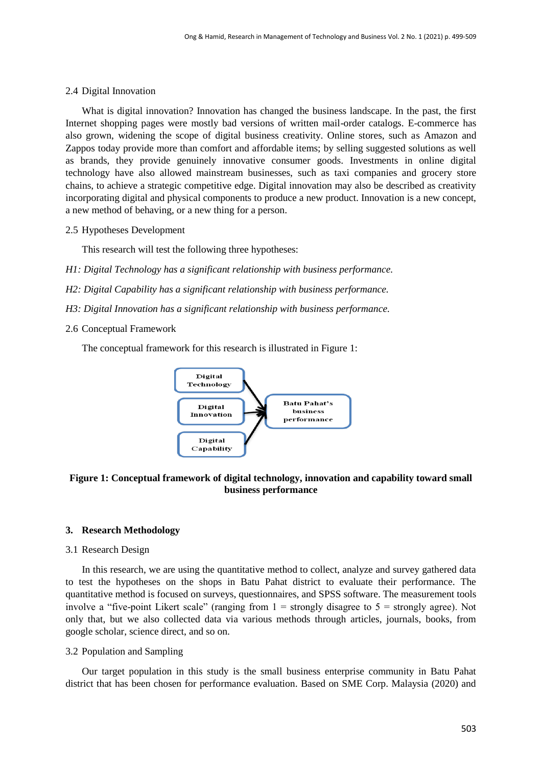## 2.4 Digital Innovation

What is digital innovation? Innovation has changed the business landscape. In the past, the first Internet shopping pages were mostly bad versions of written mail-order catalogs. E-commerce has also grown, widening the scope of digital business creativity. Online stores, such as Amazon and Zappos today provide more than comfort and affordable items; by selling suggested solutions as well as brands, they provide genuinely innovative consumer goods. Investments in online digital technology have also allowed mainstream businesses, such as taxi companies and grocery store chains, to achieve a strategic competitive edge. Digital innovation may also be described as creativity incorporating digital and physical components to produce a new product. Innovation is a new concept, a new method of behaving, or a new thing for a person.

## 2.5 Hypotheses Development

This research will test the following three hypotheses:

*H1: Digital Technology has a significant relationship with business performance.*

*H2: Digital Capability has a significant relationship with business performance.*

*H3: Digital Innovation has a significant relationship with business performance.*

## 2.6 Conceptual Framework

The conceptual framework for this research is illustrated in Figure 1:

Digital Technology

Digital Innovation

Digital Capability

Batu Pahat's business performance

**Figure 1: Conceptual framework of digital technology, innovation and capability toward small business performance**

# 3. Research Methodology

## 3.1 Research Design

In this research, we are using the quantitative method to collect, analyze and survey gathered data to test the hypotheses on the shops in Batu Pahat district to evaluate their performance. The quantitative method is focused on surveys, questionnaires, and SPSS software. The measurement tools involve a "five-point Likert scale" (ranging from 1 = strongly disagree to 5 = strongly agree). Not only that, but we also collected data via various methods through articles, journals, books, from google scholar, science direct, and so on.

## 3.2 Population and Sampling

Our target population in this study is the small business enterprise community in Batu Pahat district that has been chosen for performance evaluation. Based on SME Corp. Malaysia (2020) and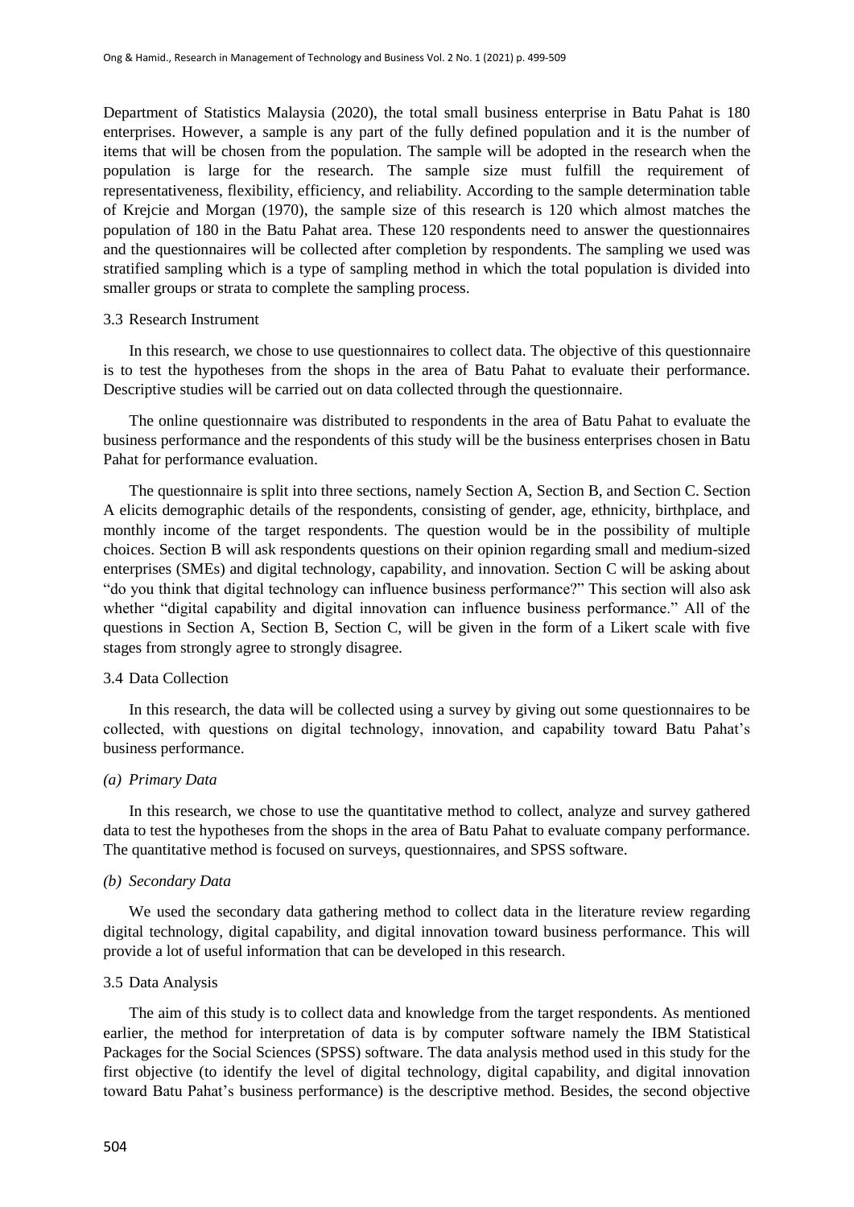Department of Statistics Malaysia (2020), the total small business enterprise in Batu Pahat is 180 enterprises. However, a sample is any part of the fully defined population and it is the number of items that will be chosen from the population. The sample will be adopted in the research when the population is large for the research. The sample size must fulfill the requirement of representativeness, flexibility, efficiency, and reliability. According to the sample determination table of Krejcie and Morgan (1970), the sample size of this research is 120 which almost matches the population of 180 in the Batu Pahat area. These 120 respondents need to answer the questionnaires and the questionnaires will be collected after completion by respondents. The sampling we used was stratified sampling which is a type of sampling method in which the total population is divided into smaller groups or strata to complete the sampling process.

### 3.3 Research Instrument

In this research, we chose to use questionnaires to collect data. The objective of this questionnaire is to test the hypotheses from the shops in the area of Batu Pahat to evaluate their performance. Descriptive studies will be carried out on data collected through the questionnaire.

The online questionnaire was distributed to respondents in the area of Batu Pahat to evaluate the business performance and the respondents of this study will be the business enterprises chosen in Batu Pahat for performance evaluation.

The questionnaire is split into three sections, namely Section A, Section B, and Section C. Section A elicits demographic details of the respondents, consisting of gender, age, ethnicity, birthplace, and monthly income of the target respondents. The question would be in the possibility of multiple choices. Section B will ask respondents questions on their opinion regarding small and medium-sized enterprises (SMEs) and digital technology, capability, and innovation. Section C will be asking about "do you think that digital technology can influence business performance?" This section will also ask whether "digital capability and digital innovation can influence business performance." All of the questions in Section A, Section B, Section C, will be given in the form of a Likert scale with five stages from strongly agree to strongly disagree.

### 3.4 Data Collection

In this research, the data will be collected using a survey by giving out some questionnaires to be collected, with questions on digital technology, innovation, and capability toward Batu Pahat's business performance.

*(a) Primary Data*

In this research, we chose to use the quantitative method to collect, analyze and survey gathered data to test the hypotheses from the shops in the area of Batu Pahat to evaluate company performance. The quantitative method is focused on surveys, questionnaires, and SPSS software.

*(b) Secondary Data*

We used the secondary data gathering method to collect data in the literature review regarding digital technology, digital capability, and digital innovation toward business performance. This will provide a lot of useful information that can be developed in this research.

### 3.5 Data Analysis

The aim of this study is to collect data and knowledge from the target respondents. As mentioned earlier, the method for interpretation of data is by computer software namely the IBM Statistical Packages for the Social Sciences (SPSS) software. The data analysis method used in this study for the first objective (to identify the level of digital technology, digital capability, and digital innovation toward Batu Pahat's business performance) is the descriptive method. Besides, the second objective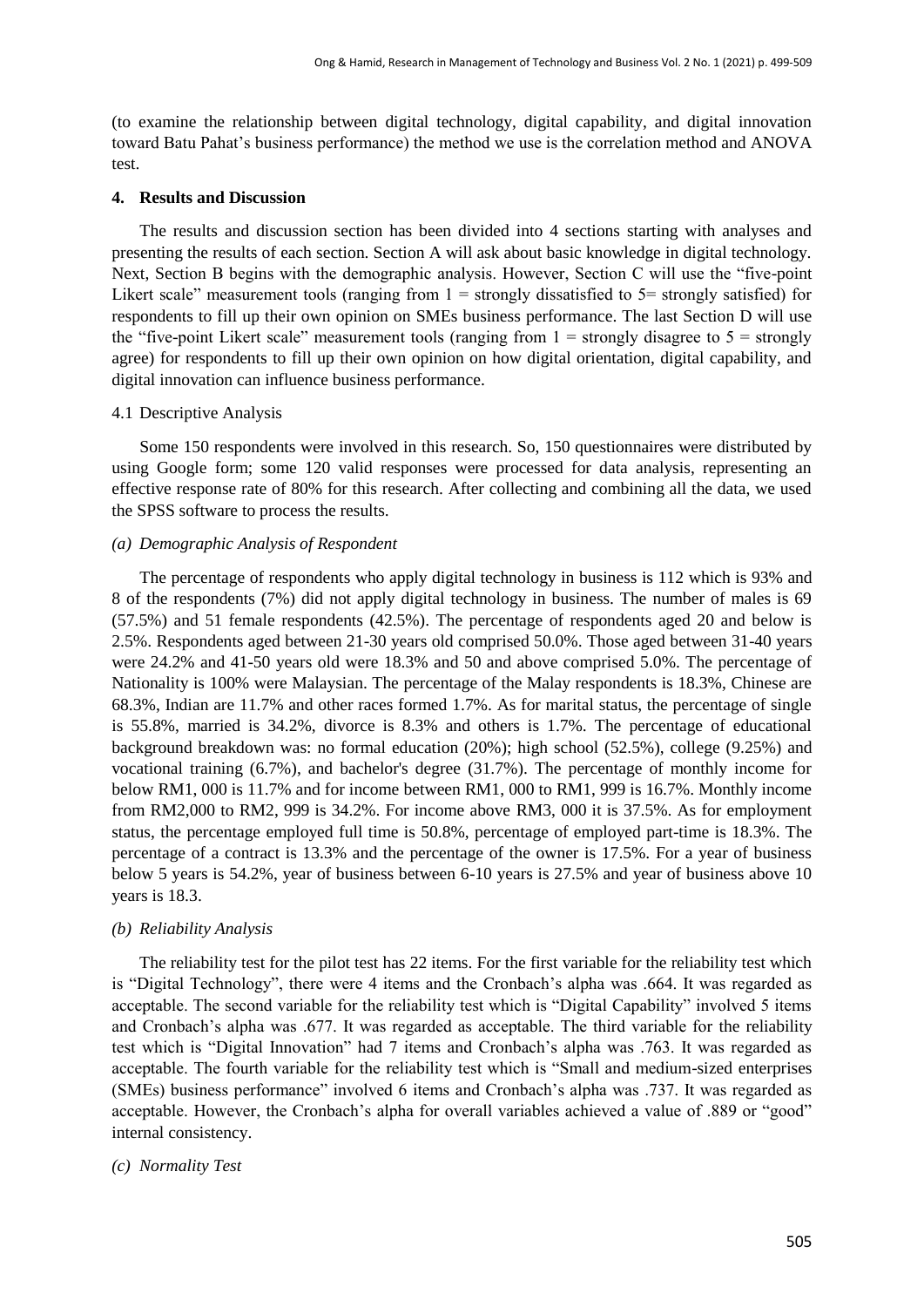(to examine the relationship between digital technology, digital capability, and digital innovation toward Batu Pahat's business performance) the method we use is the correlation method and ANOVA test.

## 4. Results and Discussion

The results and discussion section has been divided into 4 sections starting with analyses and presenting the results of each section. Section A will ask about basic knowledge in digital technology. Next, Section B begins with the demographic analysis. However, Section C will use the "five-point Likert scale" measurement tools (ranging from 1 = strongly dissatisfied to 5= strongly satisfied) for respondents to fill up their own opinion on SMEs business performance. The last Section D will use the "five-point Likert scale" measurement tools (ranging from 1 = strongly disagree to 5 = strongly agree) for respondents to fill up their own opinion on how digital orientation, digital capability, and digital innovation can influence business performance.

### 4.1 Descriptive Analysis

Some 150 respondents were involved in this research. So, 150 questionnaires were distributed by using Google form; some 120 valid responses were processed for data analysis, representing an effective response rate of 80% for this research. After collecting and combining all the data, we used the SPSS software to process the results.

*(a) Demographic Analysis of Respondent*

The percentage of respondents who apply digital technology in business is 112 which is 93% and 8 of the respondents (7%) did not apply digital technology in business. The number of males is 69 (57.5%) and 51 female respondents (42.5%). The percentage of respondents aged 20 and below is 2.5%. Respondents aged between 21-30 years old comprised 50.0%. Those aged between 31-40 years were 24.2% and 41-50 years old were 18.3% and 50 and above comprised 5.0%. The percentage of Nationality is 100% were Malaysian. The percentage of the Malay respondents is 18.3%, Chinese are 68.3%, Indian are 11.7% and other races formed 1.7%. As for marital status, the percentage of single is 55.8%, married is 34.2%, divorce is 8.3% and others is 1.7%. The percentage of educational background breakdown was: no formal education (20%); high school (52.5%), college (9.25%) and vocational training (6.7%), and bachelor's degree (31.7%). The percentage of monthly income for below RM1, 000 is 11.7% and for income between RM1, 000 to RM1, 999 is 16.7%. Monthly income from RM2,000 to RM2, 999 is 34.2%. For income above RM3, 000 it is 37.5%. As for employment status, the percentage employed full time is 50.8%, percentage of employed part-time is 18.3%. The percentage of a contract is 13.3% and the percentage of the owner is 17.5%. For a year of business below 5 years is 54.2%, year of business between 6-10 years is 27.5% and year of business above 10 years is 18.3.

*(b) Reliability Analysis*

The reliability test for the pilot test has 22 items. For the first variable for the reliability test which is "Digital Technology", there were 4 items and the Cronbach's alpha was .664. It was regarded as acceptable. The second variable for the reliability test which is "Digital Capability" involved 5 items and Cronbach's alpha was .677. It was regarded as acceptable. The third variable for the reliability test which is "Digital Innovation" had 7 items and Cronbach's alpha was .763. It was regarded as acceptable. The fourth variable for the reliability test which is "Small and medium-sized enterprises (SMEs) business performance" involved 6 items and Cronbach's alpha was .737. It was regarded as acceptable. However, the Cronbach's alpha for overall variables achieved a value of .889 or "good" internal consistency.

*(c) Normality Test*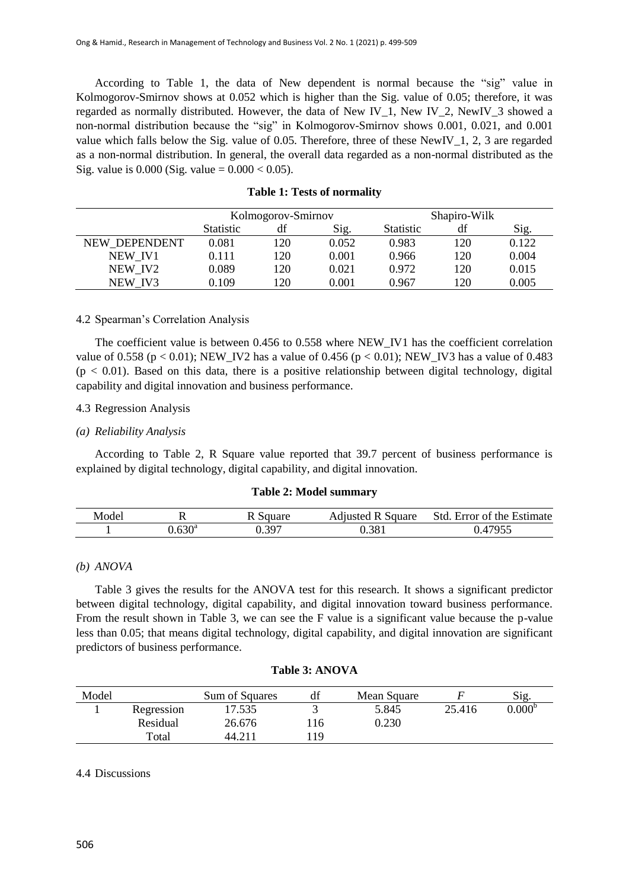According to Table 1, the data of New dependent is normal because the "sig" value in Kolmogorov-Smirnov shows at 0.052 which is higher than the Sig. value of 0.05; therefore, it was regarded as normally distributed. However, the data of New IV_1, New IV_2, NewIV_3 showed a non-normal distribution because the "sig" in Kolmogorov-Smirnov shows 0.001, 0.021, and 0.001 value which falls below the Sig. value of 0.05. Therefore, three of these NewIV_1, 2, 3 are regarded as a non-normal distribution. In general, the overall data regarded as a non-normal distributed as the Sig. value is 0.000 (Sig. value = 0.000 < 0.05).

**Table 1: Tests of normality**

| | Kolmogorov-Smirnov | | | Shapiro-Wilk | | |
|---|---|---|---|---|---|---|
| | Statistic | df | Sig. | Statistic | df | Sig. |
| NEW_DEPENDENT | 0.081 | 120 | 0.052 | 0.983 | 120 | 0.122 |
| NEW_IV1 | 0.111 | 120 | 0.001 | 0.966 | 120 | 0.004 |
| NEW_IV2 | 0.089 | 120 | 0.021 | 0.972 | 120 | 0.015 |
| NEW_IV3 | 0.109 | 120 | 0.001 | 0.967 | 120 | 0.005 |

4.2 Spearman's Correlation Analysis

The coefficient value is between 0.456 to 0.558 where NEW_IV1 has the coefficient correlation value of 0.558 ($p < 0.01$); NEW_IV2 has a value of 0.456 ($p < 0.01$); NEW_IV3 has a value of 0.483 ($p < 0.01$). Based on this data, there is a positive relationship between digital technology, digital capability and digital innovation and business performance.

4.3 Regression Analysis

*(a) Reliability Analysis*

According to Table 2, R Square value reported that 39.7 percent of business performance is explained by digital technology, digital capability, and digital innovation.

**Table 2: Model summary**

| Model | R | R Square | Adjusted R Square | Std. Error of the Estimate |
|---|---|---|---|---|
| 1 | 0.630[a] | 0.397 | 0.381 | 0.47955 |

*(b) ANOVA*

Table 3 gives the results for the ANOVA test for this research. It shows a significant predictor between digital technology, digital capability, and digital innovation toward business performance. From the result shown in Table 3, we can see the F value is a significant value because the p-value less than 0.05; that means digital technology, digital capability, and digital innovation are significant predictors of business performance.

**Table 3: ANOVA**

| Model | | Sum of Squares | df | Mean Square | *F* | Sig. |
|---|---|---|---|---|---|---|
| 1 | Regression | 17.535 | 3 | 5.845 | 25.416 | 0.000[b] |
| | Residual | 26.676 | 116 | 0.230 | | |
| | Total | 44.211 | 119 | | | |

4.4 Discussions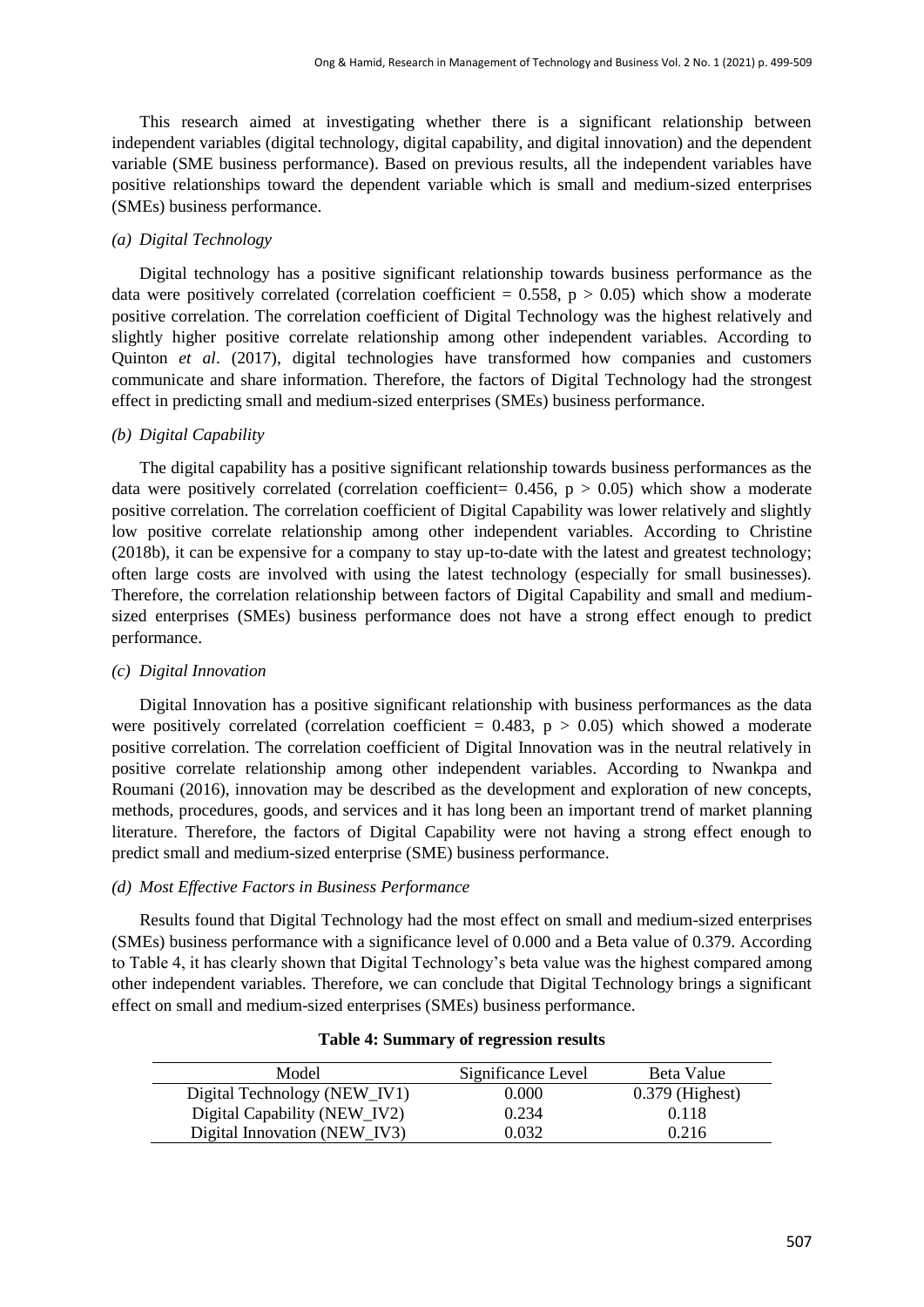This research aimed at investigating whether there is a significant relationship between independent variables (digital technology, digital capability, and digital innovation) and the dependent variable (SME business performance). Based on previous results, all the independent variables have positive relationships toward the dependent variable which is small and medium-sized enterprises (SMEs) business performance.

*(a) Digital Technology*

Digital technology has a positive significant relationship towards business performance as the data were positively correlated (correlation coefficient = 0.558, $p > 0.05$) which show a moderate positive correlation. The correlation coefficient of Digital Technology was the highest relatively and slightly higher positive correlate relationship among other independent variables. According to Quinton *et al*. (2017), digital technologies have transformed how companies and customers communicate and share information. Therefore, the factors of Digital Technology had the strongest effect in predicting small and medium-sized enterprises (SMEs) business performance.

*(b) Digital Capability*

The digital capability has a positive significant relationship towards business performances as the data were positively correlated (correlation coefficient= 0.456, $p > 0.05$) which show a moderate positive correlation. The correlation coefficient of Digital Capability was lower relatively and slightly low positive correlate relationship among other independent variables. According to Christine (2018b), it can be expensive for a company to stay up-to-date with the latest and greatest technology; often large costs are involved with using the latest technology (especially for small businesses). Therefore, the correlation relationship between factors of Digital Capability and small and medium-sized enterprises (SMEs) business performance does not have a strong effect enough to predict performance.

*(c) Digital Innovation*

Digital Innovation has a positive significant relationship with business performances as the data were positively correlated (correlation coefficient = 0.483, $p > 0.05$) which showed a moderate positive correlation. The correlation coefficient of Digital Innovation was in the neutral relatively in positive correlate relationship among other independent variables. According to Nwankpa and Roumani (2016), innovation may be described as the development and exploration of new concepts, methods, procedures, goods, and services and it has long been an important trend of market planning literature. Therefore, the factors of Digital Capability were not having a strong effect enough to predict small and medium-sized enterprise (SME) business performance.

*(d) Most Effective Factors in Business Performance*

Results found that Digital Technology had the most effect on small and medium-sized enterprises (SMEs) business performance with a significance level of 0.000 and a Beta value of 0.379. According to Table 4, it has clearly shown that Digital Technology's beta value was the highest compared among other independent variables. Therefore, we can conclude that Digital Technology brings a significant effect on small and medium-sized enterprises (SMEs) business performance.

**Table 4: Summary of regression results**

| Model | Significance Level | Beta Value |
|---|---|---|
| Digital Technology (NEW_IV1) | 0.000 | 0.379 (Highest) |
| Digital Capability (NEW_IV2) | 0.234 | 0.118 |
| Digital Innovation (NEW_IV3) | 0.032 | 0.216 |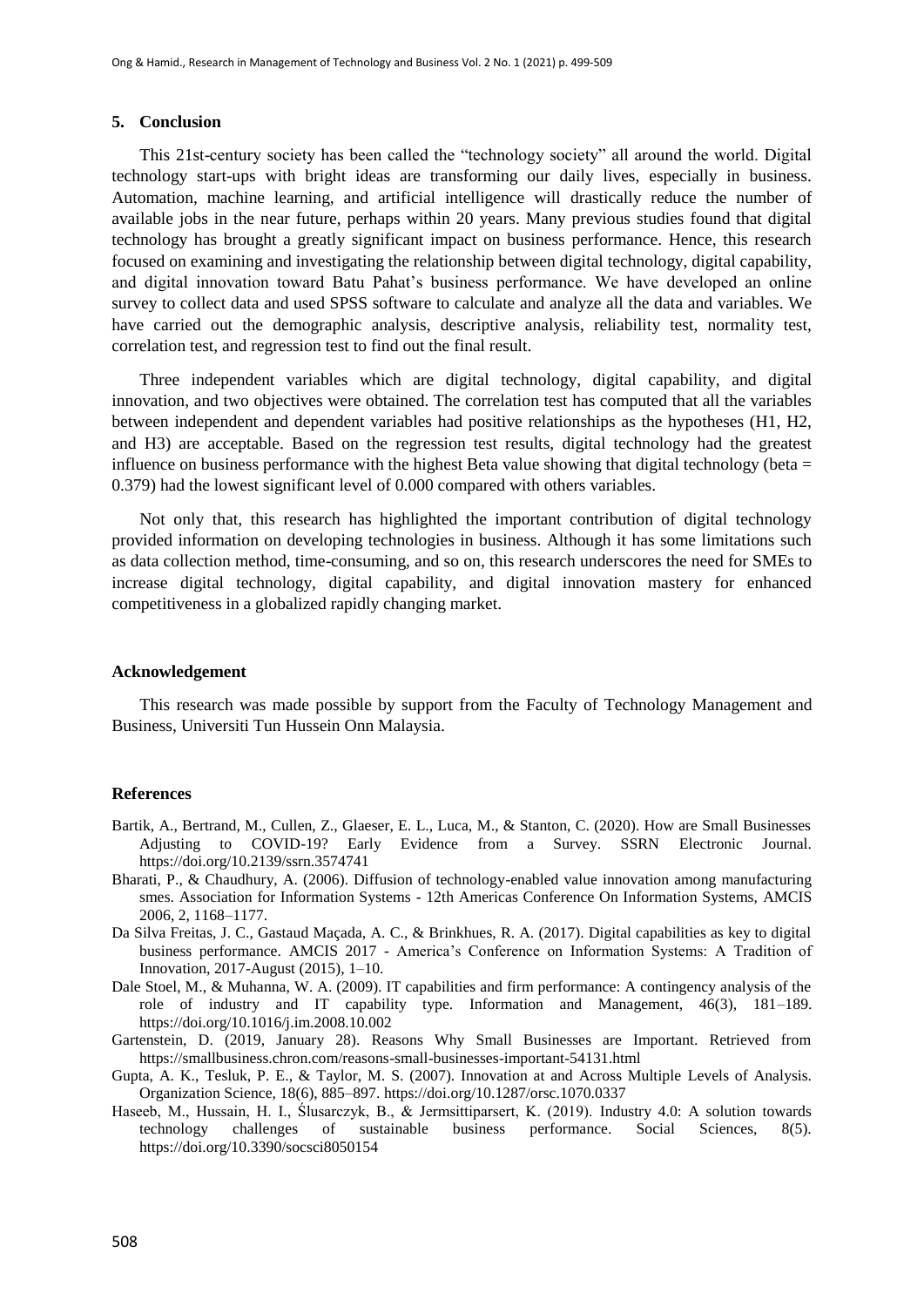## 5. Conclusion

This 21st-century society has been called the "technology society" all around the world. Digital technology start-ups with bright ideas are transforming our daily lives, especially in business. Automation, machine learning, and artificial intelligence will drastically reduce the number of available jobs in the near future, perhaps within 20 years. Many previous studies found that digital technology has brought a greatly significant impact on business performance. Hence, this research focused on examining and investigating the relationship between digital technology, digital capability, and digital innovation toward Batu Pahat's business performance. We have developed an online survey to collect data and used SPSS software to calculate and analyze all the data and variables. We have carried out the demographic analysis, descriptive analysis, reliability test, normality test, correlation test, and regression test to find out the final result.

Three independent variables which are digital technology, digital capability, and digital innovation, and two objectives were obtained. The correlation test has computed that all the variables between independent and dependent variables had positive relationships as the hypotheses (H1, H2, and H3) are acceptable. Based on the regression test results, digital technology had the greatest influence on business performance with the highest Beta value showing that digital technology (beta = 0.379) had the lowest significant level of 0.000 compared with others variables.

Not only that, this research has highlighted the important contribution of digital technology provided information on developing technologies in business. Although it has some limitations such as data collection method, time-consuming, and so on, this research underscores the need for SMEs to increase digital technology, digital capability, and digital innovation mastery for enhanced competitiveness in a globalized rapidly changing market.

## Acknowledgement

This research was made possible by support from the Faculty of Technology Management and Business, Universiti Tun Hussein Onn Malaysia.

## References

Bartik, A., Bertrand, M., Cullen, Z., Glaeser, E. L., Luca, M., & Stanton, C. (2020). How are Small Businesses Adjusting to COVID-19? Early Evidence from a Survey. SSRN Electronic Journal. https://doi.org/10.2139/ssrn.3574741

Bharati, P., & Chaudhury, A. (2006). Diffusion of technology-enabled value innovation among manufacturing smes. Association for Information Systems - 12th Americas Conference On Information Systems, AMCIS 2006, 2, 1168–1177.

Da Silva Freitas, J. C., Gastaud Maçada, A. C., & Brinkhues, R. A. (2017). Digital capabilities as key to digital business performance. AMCIS 2017 - America's Conference on Information Systems: A Tradition of Innovation, 2017-August (2015), 1–10.

Dale Stoel, M., & Muhanna, W. A. (2009). IT capabilities and firm performance: A contingency analysis of the role of industry and IT capability type. Information and Management, 46(3), 181–189. https://doi.org/10.1016/j.im.2008.10.002

Gartenstein, D. (2019, January 28). Reasons Why Small Businesses are Important. Retrieved from https://smallbusiness.chron.com/reasons-small-businesses-important-54131.html

Gupta, A. K., Tesluk, P. E., & Taylor, M. S. (2007). Innovation at and Across Multiple Levels of Analysis. Organization Science, 18(6), 885–897. https://doi.org/10.1287/orsc.1070.0337

Haseeb, M., Hussain, H. I., Ślusarczyk, B., & Jermsittiparsert, K. (2019). Industry 4.0: A solution towards technology challenges of sustainable business performance. Social Sciences, 8(5). https://doi.org/10.3390/socsci8050154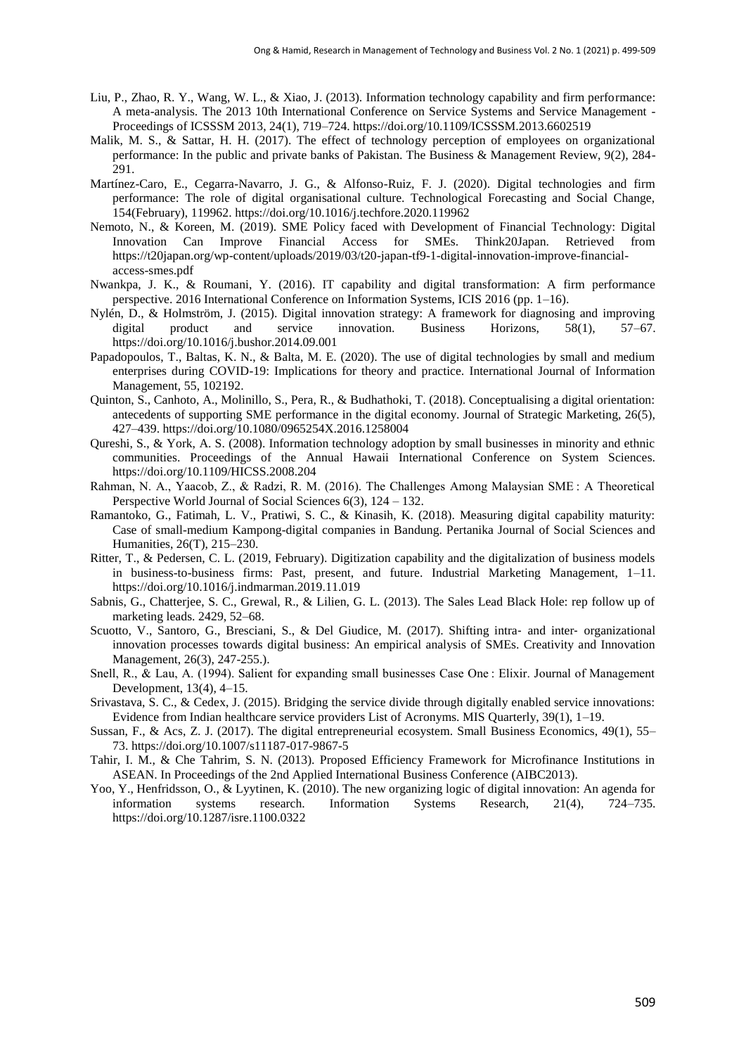Liu, P., Zhao, R. Y., Wang, W. L., & Xiao, J. (2013). Information technology capability and firm performance: A meta-analysis. The 2013 10th International Conference on Service Systems and Service Management - Proceedings of ICSSSM 2013, 24(1), 719–724. https://doi.org/10.1109/ICSSSM.2013.6602519

Malik, M. S., & Sattar, H. H. (2017). The effect of technology perception of employees on organizational performance: In the public and private banks of Pakistan. The Business & Management Review, 9(2), 284-291.

Martínez-Caro, E., Cegarra-Navarro, J. G., & Alfonso-Ruiz, F. J. (2020). Digital technologies and firm performance: The role of digital organisational culture. Technological Forecasting and Social Change, 154(February), 119962. https://doi.org/10.1016/j.techfore.2020.119962

Nemoto, N., & Koreen, M. (2019). SME Policy faced with Development of Financial Technology: Digital Innovation Can Improve Financial Access for SMEs. Think20Japan. Retrieved from https://t20japan.org/wp-content/uploads/2019/03/t20-japan-tf9-1-digital-innovation-improve-financial-access-smes.pdf

Nwankpa, J. K., & Roumani, Y. (2016). IT capability and digital transformation: A firm performance perspective. 2016 International Conference on Information Systems, ICIS 2016 (pp. 1–16).

Nylén, D., & Holmström, J. (2015). Digital innovation strategy: A framework for diagnosing and improving digital product and service innovation. Business Horizons, 58(1), 57–67. https://doi.org/10.1016/j.bushor.2014.09.001

Papadopoulos, T., Baltas, K. N., & Balta, M. E. (2020). The use of digital technologies by small and medium enterprises during COVID-19: Implications for theory and practice. International Journal of Information Management, 55, 102192.

Quinton, S., Canhoto, A., Molinillo, S., Pera, R., & Budhathoki, T. (2018). Conceptualising a digital orientation: antecedents of supporting SME performance in the digital economy. Journal of Strategic Marketing, 26(5), 427–439. https://doi.org/10.1080/0965254X.2016.1258004

Qureshi, S., & York, A. S. (2008). Information technology adoption by small businesses in minority and ethnic communities. Proceedings of the Annual Hawaii International Conference on System Sciences. https://doi.org/10.1109/HICSS.2008.204

Rahman, N. A., Yaacob, Z., & Radzi, R. M. (2016). The Challenges Among Malaysian SME : A Theoretical Perspective World Journal of Social Sciences 6(3), 124 – 132.

Ramantoko, G., Fatimah, L. V., Pratiwi, S. C., & Kinasih, K. (2018). Measuring digital capability maturity: Case of small-medium Kampong-digital companies in Bandung. Pertanika Journal of Social Sciences and Humanities, 26(T), 215–230.

Ritter, T., & Pedersen, C. L. (2019, February). Digitization capability and the digitalization of business models in business-to-business firms: Past, present, and future. Industrial Marketing Management, 1–11. https://doi.org/10.1016/j.indmarman.2019.11.019

Sabnis, G., Chatterjee, S. C., Grewal, R., & Lilien, G. L. (2013). The Sales Lead Black Hole: rep follow up of marketing leads. 2429, 52–68.

Scuotto, V., Santoro, G., Bresciani, S., & Del Giudice, M. (2017). Shifting intra‐ and inter‐ organizational innovation processes towards digital business: An empirical analysis of SMEs. Creativity and Innovation Management, 26(3), 247-255.).

Snell, R., & Lau, A. (1994). Salient for expanding small businesses Case One : Elixir. Journal of Management Development, 13(4), 4–15.

Srivastava, S. C., & Cedex, J. (2015). Bridging the service divide through digitally enabled service innovations: Evidence from Indian healthcare service providers List of Acronyms. MIS Quarterly, 39(1), 1–19.

Sussan, F., & Acs, Z. J. (2017). The digital entrepreneurial ecosystem. Small Business Economics, 49(1), 55–73. https://doi.org/10.1007/s11187-017-9867-5

Tahir, I. M., & Che Tahrim, S. N. (2013). Proposed Efficiency Framework for Microfinance Institutions in ASEAN. In Proceedings of the 2nd Applied International Business Conference (AIBC2013).

Yoo, Y., Henfridsson, O., & Lyytinen, K. (2010). The new organizing logic of digital innovation: An agenda for information systems research. Information Systems Research, 21(4), 724–735. https://doi.org/10.1287/isre.1100.0322